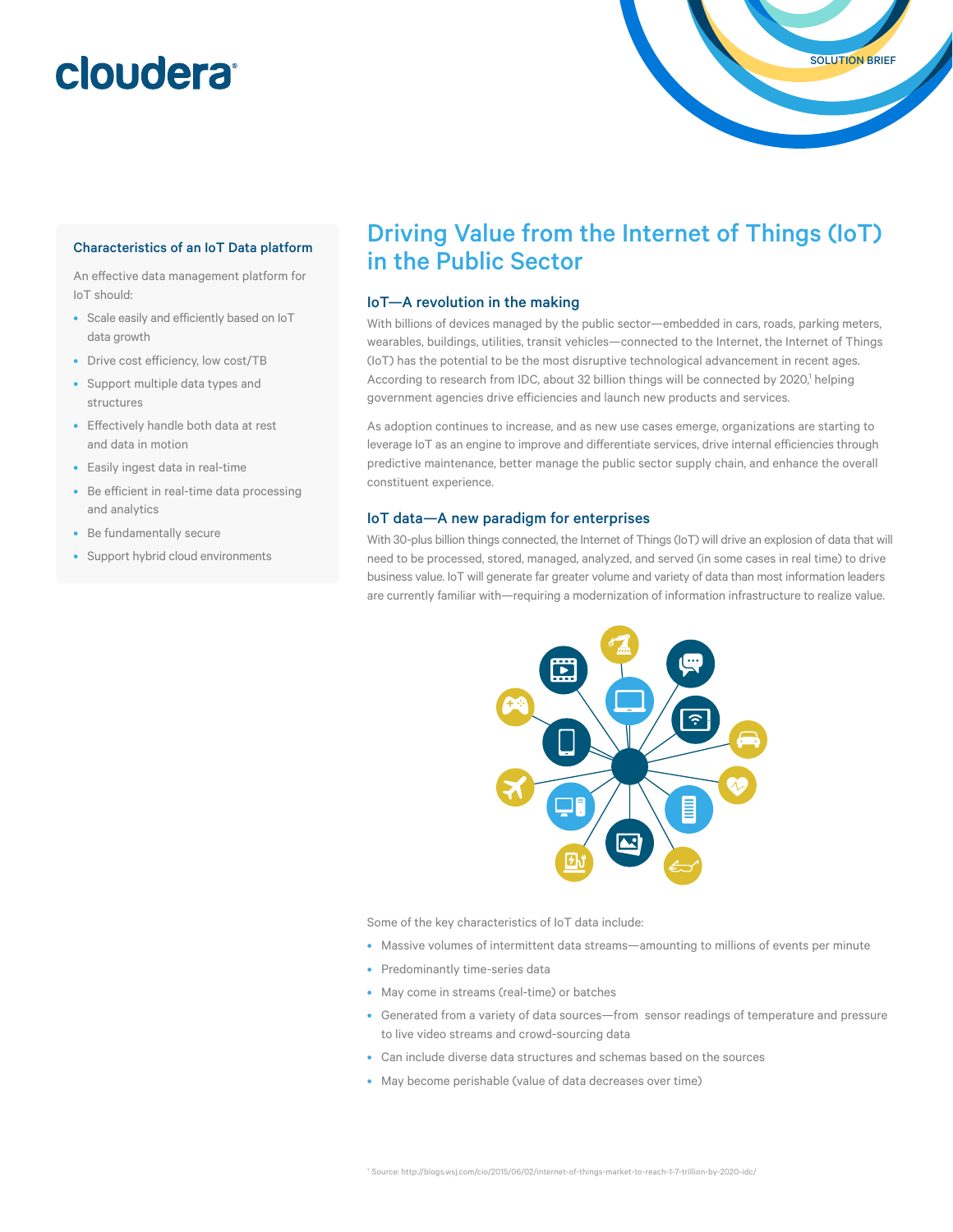cloudera

SOLUTION BRIEF

# Driving Value from the Internet of Things (IoT) in the Public Sector

### Characteristics of an IoT Data platform

An effective data management platform for IoT should:

- Scale easily and efficiently based on IoT data growth
- Drive cost efficiency, low cost/TB
- Support multiple data types and structures
- Effectively handle both data at rest and data in motion
- Easily ingest data in real-time
- Be efficient in real-time data processing and analytics
- Be fundamentally secure
- Support hybrid cloud environments

## IoT—A revolution in the making

With billions of devices managed by the public sector—embedded in cars, roads, parking meters, wearables, buildings, utilities, transit vehicles—connected to the Internet, the Internet of Things (IoT) has the potential to be the most disruptive technological advancement in recent ages. According to research from IDC, about 32 billion things will be connected by 2020,[1] helping government agencies drive efficiencies and launch new products and services.

As adoption continues to increase, and as new use cases emerge, organizations are starting to leverage IoT as an engine to improve and differentiate services, drive internal efficiencies through predictive maintenance, better manage the public sector supply chain, and enhance the overall constituent experience.

## IoT data—A new paradigm for enterprises

With 30-plus billion things connected, the Internet of Things (IoT) will drive an explosion of data that will need to be processed, stored, managed, analyzed, and served (in some cases in real time) to drive business value. IoT will generate far greater volume and variety of data than most information leaders are currently familiar with—requiring a modernization of information infrastructure to realize value.

Some of the key characteristics of IoT data include:

- Massive volumes of intermittent data streams—amounting to millions of events per minute
- Predominantly time-series data
- May come in streams (real-time) or batches
- Generated from a variety of data sources—from sensor readings of temperature and pressure to live video streams and crowd-sourcing data
- Can include diverse data structures and schemas based on the sources
- May become perishable (value of data decreases over time)

[1] Source: http://blogs.wsj.com/cio/2015/06/02/internet-of-things-market-to-reach-1-7-trillion-by-2020-idc/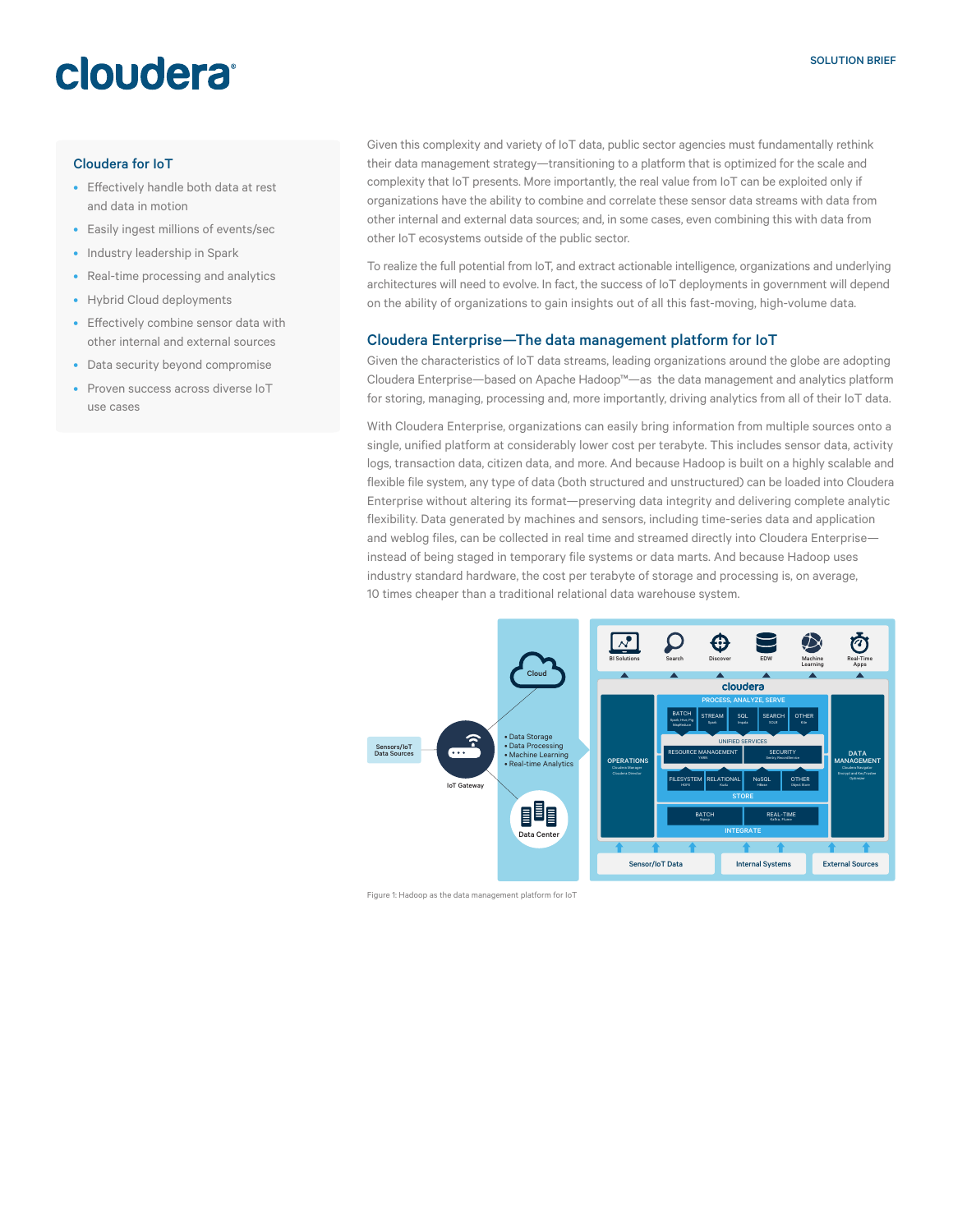### Cloudera for IoT

- Effectively handle both data at rest and data in motion
- Easily ingest millions of events/sec
- Industry leadership in Spark
- Real-time processing and analytics
- Hybrid Cloud deployments
- Effectively combine sensor data with other internal and external sources
- Data security beyond compromise
- Proven success across diverse IoT use cases

Given this complexity and variety of IoT data, public sector agencies must fundamentally rethink their data management strategy—transitioning to a platform that is optimized for the scale and complexity that IoT presents. More importantly, the real value from IoT can be exploited only if organizations have the ability to combine and correlate these sensor data streams with data from other internal and external data sources; and, in some cases, even combining this with data from other IoT ecosystems outside of the public sector.

To realize the full potential from IoT, and extract actionable intelligence, organizations and underlying architectures will need to evolve. In fact, the success of IoT deployments in government will depend on the ability of organizations to gain insights out of all this fast-moving, high-volume data.

## Cloudera Enterprise—The data management platform for IoT

Given the characteristics of IoT data streams, leading organizations around the globe are adopting Cloudera Enterprise—based on Apache Hadoop™—as the data management and analytics platform for storing, managing, processing and, more importantly, driving analytics from all of their IoT data.

With Cloudera Enterprise, organizations can easily bring information from multiple sources onto a single, unified platform at considerably lower cost per terabyte. This includes sensor data, activity logs, transaction data, citizen data, and more. And because Hadoop is built on a highly scalable and flexible file system, any type of data (both structured and unstructured) can be loaded into Cloudera Enterprise without altering its format—preserving data integrity and delivering complete analytic flexibility. Data generated by machines and sensors, including time-series data and application and weblog files, can be collected in real time and streamed directly into Cloudera Enterprise—instead of being staged in temporary file systems or data marts. And because Hadoop uses industry standard hardware, the cost per terabyte of storage and processing is, on average, 10 times cheaper than a traditional relational data warehouse system.

Figure 1: Hadoop as the data management platform for IoT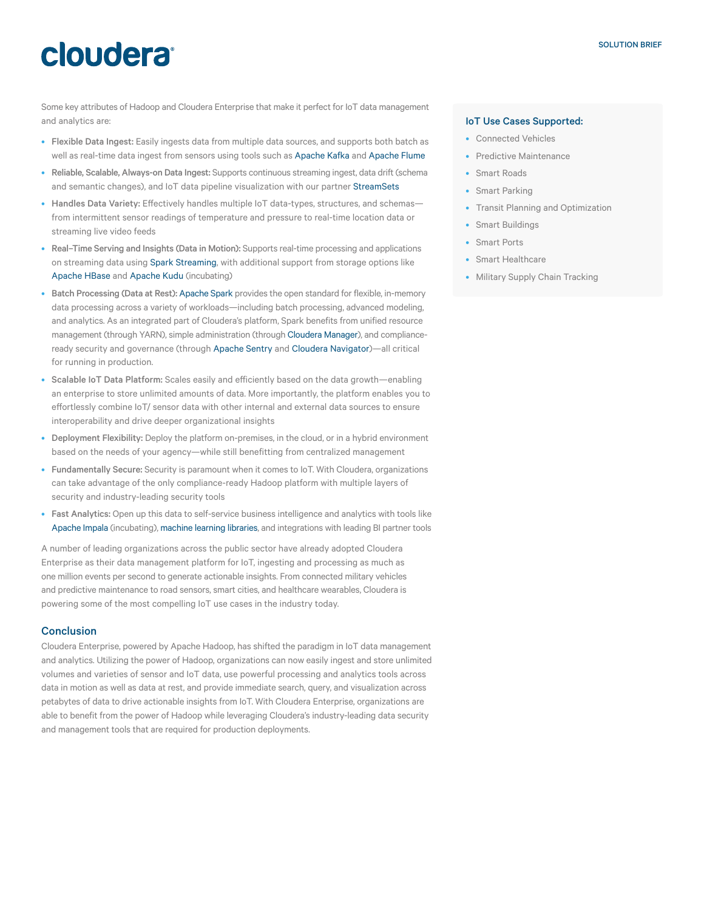Some key attributes of Hadoop and Cloudera Enterprise that make it perfect for IoT data management and analytics are:

- **Flexible Data Ingest:** Easily ingests data from multiple data sources, and supports both batch as well as real-time data ingest from sensors using tools such as Apache Kafka and Apache Flume
- **Reliable, Scalable, Always-on Data Ingest:** Supports continuous streaming ingest, data drift (schema and semantic changes), and IoT data pipeline visualization with our partner StreamSets
- **Handles Data Variety:** Effectively handles multiple IoT data-types, structures, and schemas—from intermittent sensor readings of temperature and pressure to real-time location data or streaming live video feeds
- **Real–Time Serving and Insights (Data in Motion):** Supports real-time processing and applications on streaming data using Spark Streaming, with additional support from storage options like Apache HBase and Apache Kudu (incubating)
- **Batch Processing (Data at Rest):** Apache Spark provides the open standard for flexible, in-memory data processing across a variety of workloads—including batch processing, advanced modeling, and analytics. As an integrated part of Cloudera's platform, Spark benefits from unified resource management (through YARN), simple administration (through Cloudera Manager), and compliance-ready security and governance (through Apache Sentry and Cloudera Navigator)—all critical for running in production.
- **Scalable IoT Data Platform:** Scales easily and efficiently based on the data growth—enabling an enterprise to store unlimited amounts of data. More importantly, the platform enables you to effortlessly combine IoT/ sensor data with other internal and external data sources to ensure interoperability and drive deeper organizational insights
- **Deployment Flexibility:** Deploy the platform on-premises, in the cloud, or in a hybrid environment based on the needs of your agency—while still benefitting from centralized management
- **Fundamentally Secure:** Security is paramount when it comes to IoT. With Cloudera, organizations can take advantage of the only compliance-ready Hadoop platform with multiple layers of security and industry-leading security tools
- **Fast Analytics:** Open up this data to self-service business intelligence and analytics with tools like Apache Impala (incubating), machine learning libraries, and integrations with leading BI partner tools

A number of leading organizations across the public sector have already adopted Cloudera Enterprise as their data management platform for IoT, ingesting and processing as much as one million events per second to generate actionable insights. From connected military vehicles and predictive maintenance to road sensors, smart cities, and healthcare wearables, Cloudera is powering some of the most compelling IoT use cases in the industry today.

## Conclusion

Cloudera Enterprise, powered by Apache Hadoop, has shifted the paradigm in IoT data management and analytics. Utilizing the power of Hadoop, organizations can now easily ingest and store unlimited volumes and varieties of sensor and IoT data, use powerful processing and analytics tools across data in motion as well as data at rest, and provide immediate search, query, and visualization across petabytes of data to drive actionable insights from IoT. With Cloudera Enterprise, organizations are able to benefit from the power of Hadoop while leveraging Cloudera's industry-leading data security and management tools that are required for production deployments.

### IoT Use Cases Supported:

- Connected Vehicles
- Predictive Maintenance
- Smart Roads
- Smart Parking
- Transit Planning and Optimization
- Smart Buildings
- Smart Ports
- Smart Healthcare
- Military Supply Chain Tracking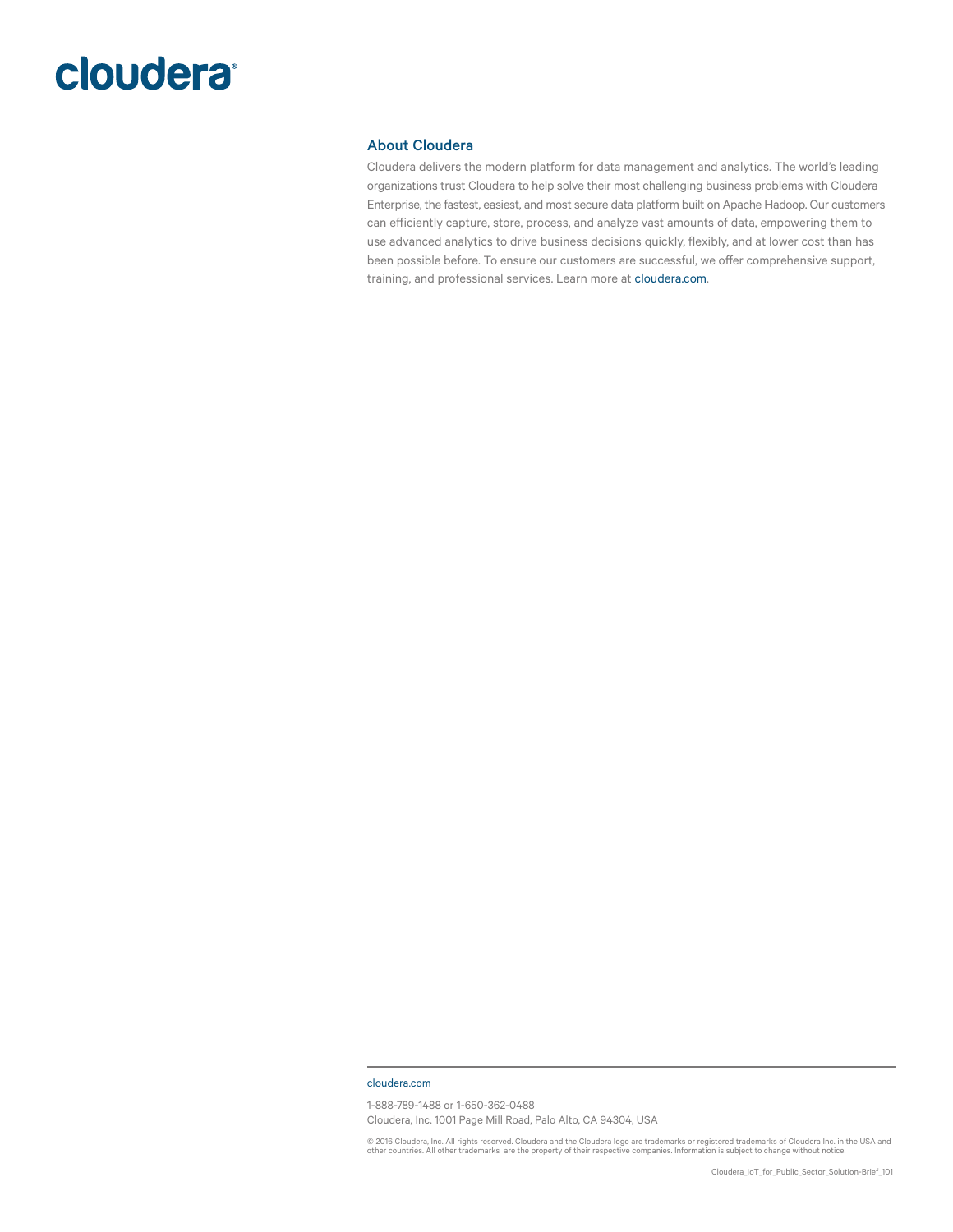cloudera

## About Cloudera

Cloudera delivers the modern platform for data management and analytics. The world's leading organizations trust Cloudera to help solve their most challenging business problems with Cloudera Enterprise, the fastest, easiest, and most secure data platform built on Apache Hadoop. Our customers can efficiently capture, store, process, and analyze vast amounts of data, empowering them to use advanced analytics to drive business decisions quickly, flexibly, and at lower cost than has been possible before. To ensure our customers are successful, we offer comprehensive support, training, and professional services. Learn more at cloudera.com.

cloudera.com

1-888-789-1488 or 1-650-362-0488
Cloudera, Inc. 1001 Page Mill Road, Palo Alto, CA 94304, USA

© 2016 Cloudera, Inc. All rights reserved. Cloudera and the Cloudera logo are trademarks or registered trademarks of Cloudera Inc. in the USA and other countries. All other trademarks are the property of their respective companies. Information is subject to change without notice.

Cloudera_IoT_for_Public_Sector_Solution-Brief_101